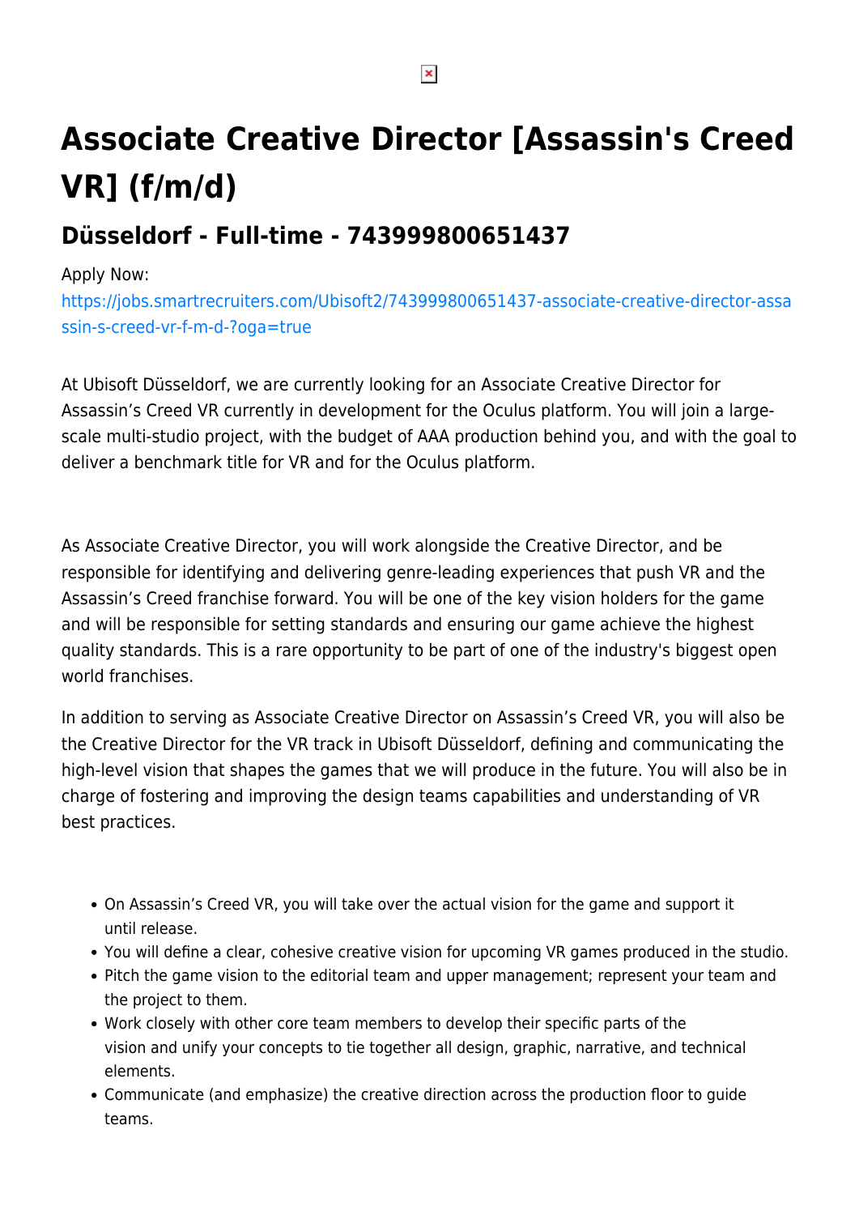# Associate Creative Director [Assassin's Creed VR] (f/m/d)

## Düsseldorf - Full-time - 743999800651437

Apply Now:
https://jobs.smartrecruiters.com/Ubisoft2/743999800651437-associate-creative-director-assassin-s-creed-vr-f-m-d-?oga=true

At Ubisoft Düsseldorf, we are currently looking for an Associate Creative Director for Assassin's Creed VR currently in development for the Oculus platform. You will join a large-scale multi-studio project, with the budget of AAA production behind you, and with the goal to deliver a benchmark title for VR and for the Oculus platform.

As Associate Creative Director, you will work alongside the Creative Director, and be responsible for identifying and delivering genre-leading experiences that push VR and the Assassin's Creed franchise forward. You will be one of the key vision holders for the game and will be responsible for setting standards and ensuring our game achieve the highest quality standards. This is a rare opportunity to be part of one of the industry's biggest open world franchises.

In addition to serving as Associate Creative Director on Assassin's Creed VR, you will also be the Creative Director for the VR track in Ubisoft Düsseldorf, defining and communicating the high-level vision that shapes the games that we will produce in the future. You will also be in charge of fostering and improving the design teams capabilities and understanding of VR best practices.

- On Assassin's Creed VR, you will take over the actual vision for the game and support it until release.
- You will define a clear, cohesive creative vision for upcoming VR games produced in the studio.
- Pitch the game vision to the editorial team and upper management; represent your team and the project to them.
- Work closely with other core team members to develop their specific parts of the vision and unify your concepts to tie together all design, graphic, narrative, and technical elements.
- Communicate (and emphasize) the creative direction across the production floor to guide teams.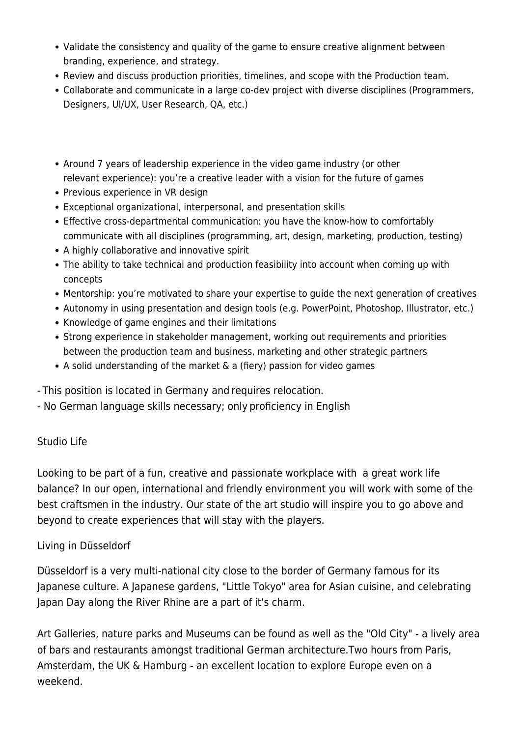- Validate the consistency and quality of the game to ensure creative alignment between branding, experience, and strategy.
- Review and discuss production priorities, timelines, and scope with the Production team.
- Collaborate and communicate in a large co-dev project with diverse disciplines (Programmers, Designers, UI/UX, User Research, QA, etc.)

- Around 7 years of leadership experience in the video game industry (or other relevant experience): you're a creative leader with a vision for the future of games
- Previous experience in VR design
- Exceptional organizational, interpersonal, and presentation skills
- Effective cross-departmental communication: you have the know-how to comfortably communicate with all disciplines (programming, art, design, marketing, production, testing)
- A highly collaborative and innovative spirit
- The ability to take technical and production feasibility into account when coming up with concepts
- Mentorship: you're motivated to share your expertise to guide the next generation of creatives
- Autonomy in using presentation and design tools (e.g. PowerPoint, Photoshop, Illustrator, etc.)
- Knowledge of game engines and their limitations
- Strong experience in stakeholder management, working out requirements and priorities between the production team and business, marketing and other strategic partners
- A solid understanding of the market & a (fiery) passion for video games

- This position is located in Germany and requires relocation.
- No German language skills necessary; only proficiency in English

Studio Life

Looking to be part of a fun, creative and passionate workplace with a great work life balance? In our open, international and friendly environment you will work with some of the best craftsmen in the industry. Our state of the art studio will inspire you to go above and beyond to create experiences that will stay with the players.

Living in Düsseldorf

Düsseldorf is a very multi-national city close to the border of Germany famous for its Japanese culture. A Japanese gardens, "Little Tokyo" area for Asian cuisine, and celebrating Japan Day along the River Rhine are a part of it's charm.

Art Galleries, nature parks and Museums can be found as well as the "Old City" - a lively area of bars and restaurants amongst traditional German architecture.Two hours from Paris, Amsterdam, the UK & Hamburg - an excellent location to explore Europe even on a weekend.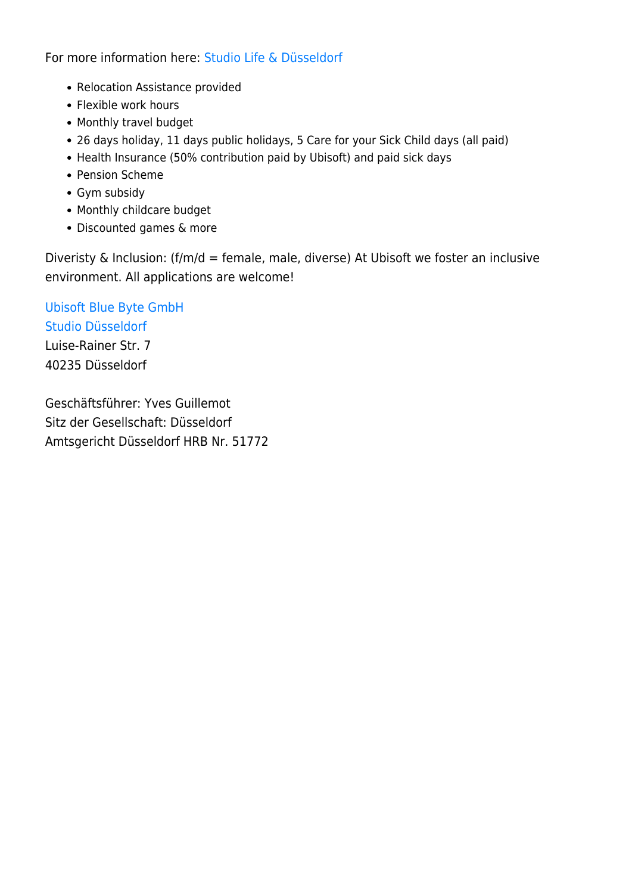For more information here: Studio Life & Düsseldorf

- Relocation Assistance provided
- Flexible work hours
- Monthly travel budget
- 26 days holiday, 11 days public holidays, 5 Care for your Sick Child days (all paid)
- Health Insurance (50% contribution paid by Ubisoft) and paid sick days
- Pension Scheme
- Gym subsidy
- Monthly childcare budget
- Discounted games & more

Diveristy & Inclusion: (f/m/d = female, male, diverse) At Ubisoft we foster an inclusive environment. All applications are welcome!

Ubisoft Blue Byte GmbH
Studio Düsseldorf
Luise-Rainer Str. 7
40235 Düsseldorf

Geschäftsführer: Yves Guillemot
Sitz der Gesellschaft: Düsseldorf
Amtsgericht Düsseldorf HRB Nr. 51772